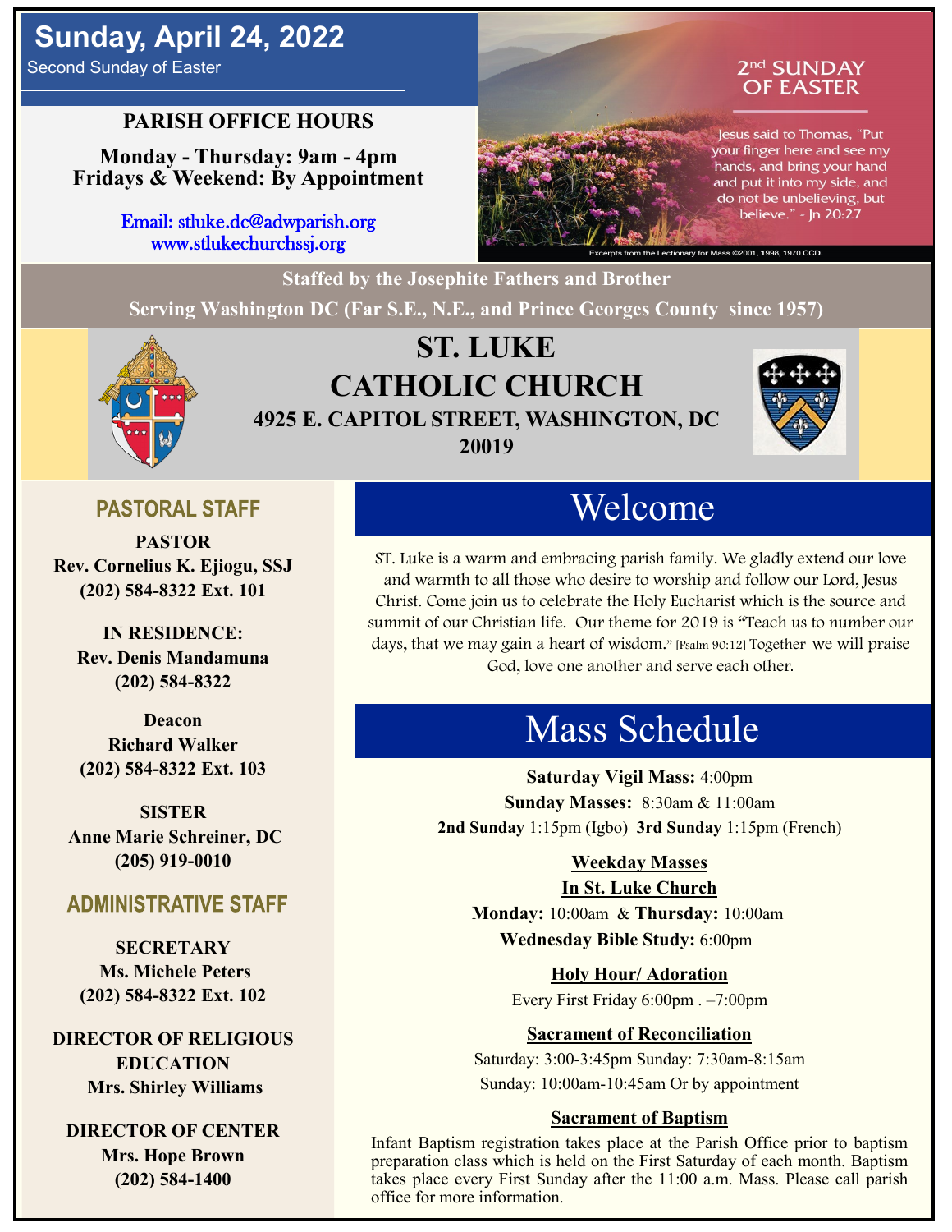# Sunday, April 24, 2022

Second Sunday of Easter

**PARISH OFFICE HOURS**

**Monday - Thursday: 9am - 4pm**
**Fridays & Weekend: By Appointment**

Email: stluke.dc@adwparish.org
www.stlukechurchssj.org

## 2nd SUNDAY OF EASTER

Jesus said to Thomas, "Put your finger here and see my hands, and bring your hand and put it into my side, and do not be unbelieving, but believe." - Jn 20:27

Excerpts from the Lectionary for Mass ©2001, 1998, 1970 CCD.

**Staffed by the Josephite Fathers and Brother**

**Serving Washington DC (Far S.E., N.E., and Prince Georges County since 1957)**

# ST. LUKE CATHOLIC CHURCH

**4925 E. CAPITOL STREET, WASHINGTON, DC 20019**

## PASTORAL STAFF

**PASTOR**
**Rev. Cornelius K. Ejiogu, SSJ**
**(202) 584-8322 Ext. 101**

**IN RESIDENCE:**
**Rev. Denis Mandamuna**
**(202) 584-8322**

**Deacon**
**Richard Walker**
**(202) 584-8322 Ext. 103**

**SISTER**
**Anne Marie Schreiner, DC**
**(205) 919-0010**

## ADMINISTRATIVE STAFF

**SECRETARY**
**Ms. Michele Peters**
**(202) 584-8322 Ext. 102**

**DIRECTOR OF RELIGIOUS EDUCATION**
**Mrs. Shirley Williams**

**DIRECTOR OF CENTER**
**Mrs. Hope Brown**
**(202) 584-1400**

## Welcome

ST. Luke is a warm and embracing parish family. We gladly extend our love and warmth to all those who desire to worship and follow our Lord, Jesus Christ. Come join us to celebrate the Holy Eucharist which is the source and summit of our Christian life. Our theme for 2019 is "Teach us to number our days, that we may gain a heart of wisdom." [Psalm 90:12] Together we will praise God, love one another and serve each other.

## Mass Schedule

**Saturday Vigil Mass:** 4:00pm
**Sunday Masses:** 8:30am & 11:00am
**2nd Sunday** 1:15pm (Igbo) **3rd Sunday** 1:15pm (French)

**Weekday Masses**
**In St. Luke Church**
**Monday:** 10:00am & **Thursday:** 10:00am
**Wednesday Bible Study:** 6:00pm

**Holy Hour/ Adoration**
Every First Friday 6:00pm . –7:00pm

**Sacrament of Reconciliation**
Saturday: 3:00-3:45pm Sunday: 7:30am-8:15am
Sunday: 10:00am-10:45am Or by appointment

**Sacrament of Baptism**
Infant Baptism registration takes place at the Parish Office prior to baptism preparation class which is held on the First Saturday of each month. Baptism takes place every First Sunday after the 11:00 a.m. Mass. Please call parish office for more information.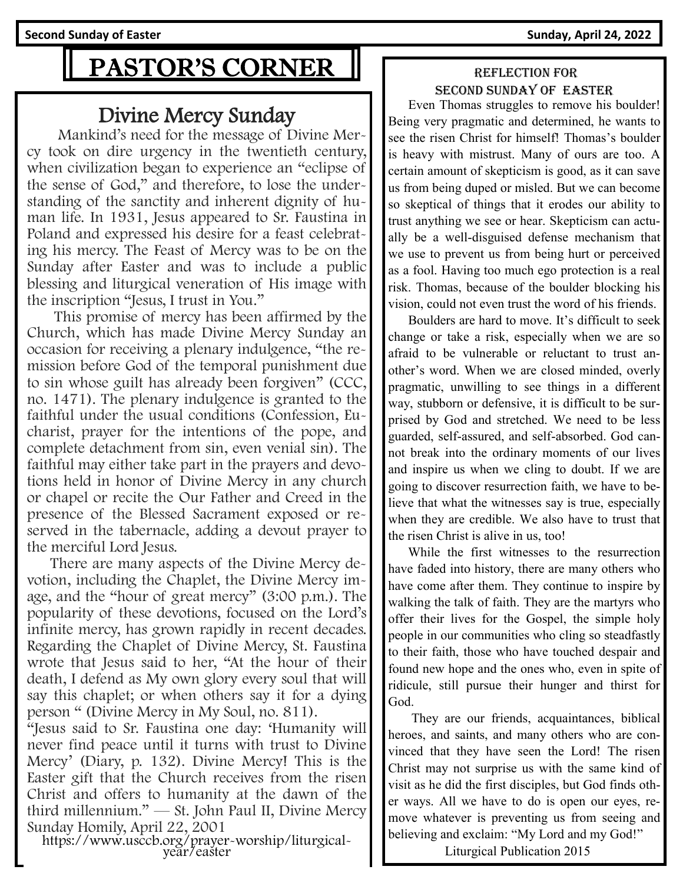# PASTOR'S CORNER

## Divine Mercy Sunday

Mankind's need for the message of Divine Mercy took on dire urgency in the twentieth century, when civilization began to experience an "eclipse of the sense of God," and therefore, to lose the understanding of the sanctity and inherent dignity of human life. In 1931, Jesus appeared to Sr. Faustina in Poland and expressed his desire for a feast celebrating his mercy. The Feast of Mercy was to be on the Sunday after Easter and was to include a public blessing and liturgical veneration of His image with the inscription "Jesus, I trust in You."

This promise of mercy has been affirmed by the Church, which has made Divine Mercy Sunday an occasion for receiving a plenary indulgence, "the remission before God of the temporal punishment due to sin whose guilt has already been forgiven" (CCC, no. 1471). The plenary indulgence is granted to the faithful under the usual conditions (Confession, Eucharist, prayer for the intentions of the pope, and complete detachment from sin, even venial sin). The faithful may either take part in the prayers and devotions held in honor of Divine Mercy in any church or chapel or recite the Our Father and Creed in the presence of the Blessed Sacrament exposed or reserved in the tabernacle, adding a devout prayer to the merciful Lord Jesus.

There are many aspects of the Divine Mercy devotion, including the Chaplet, the Divine Mercy image, and the "hour of great mercy" (3:00 p.m.). The popularity of these devotions, focused on the Lord's infinite mercy, has grown rapidly in recent decades. Regarding the Chaplet of Divine Mercy, St. Faustina wrote that Jesus said to her, "At the hour of their death, I defend as My own glory every soul that will say this chaplet; or when others say it for a dying person " (Divine Mercy in My Soul, no. 811).

"Jesus said to Sr. Faustina one day: 'Humanity will never find peace until it turns with trust to Divine Mercy' (Diary, p. 132). Divine Mercy! This is the Easter gift that the Church receives from the risen Christ and offers to humanity at the dawn of the third millennium." — St. John Paul II, Divine Mercy Sunday Homily, April 22, 2001

https://www.usccb.org/prayer-worship/liturgical-year/easter

## Reflection for Second Sunday of Easter

Even Thomas struggles to remove his boulder! Being very pragmatic and determined, he wants to see the risen Christ for himself! Thomas's boulder is heavy with mistrust. Many of ours are too. A certain amount of skepticism is good, as it can save us from being duped or misled. But we can become so skeptical of things that it erodes our ability to trust anything we see or hear. Skepticism can actually be a well-disguised defense mechanism that we use to prevent us from being hurt or perceived as a fool. Having too much ego protection is a real risk. Thomas, because of the boulder blocking his vision, could not even trust the word of his friends.

Boulders are hard to move. It's difficult to seek change or take a risk, especially when we are so afraid to be vulnerable or reluctant to trust another's word. When we are closed minded, overly pragmatic, unwilling to see things in a different way, stubborn or defensive, it is difficult to be surprised by God and stretched. We need to be less guarded, self-assured, and self-absorbed. God cannot break into the ordinary moments of our lives and inspire us when we cling to doubt. If we are going to discover resurrection faith, we have to believe that what the witnesses say is true, especially when they are credible. We also have to trust that the risen Christ is alive in us, too!

While the first witnesses to the resurrection have faded into history, there are many others who have come after them. They continue to inspire by walking the talk of faith. They are the martyrs who offer their lives for the Gospel, the simple holy people in our communities who cling so steadfastly to their faith, those who have touched despair and found new hope and the ones who, even in spite of ridicule, still pursue their hunger and thirst for God.

They are our friends, acquaintances, biblical heroes, and saints, and many others who are convinced that they have seen the Lord! The risen Christ may not surprise us with the same kind of visit as he did the first disciples, but God finds other ways. All we have to do is open our eyes, remove whatever is preventing us from seeing and believing and exclaim: "My Lord and my God!"

Liturgical Publication 2015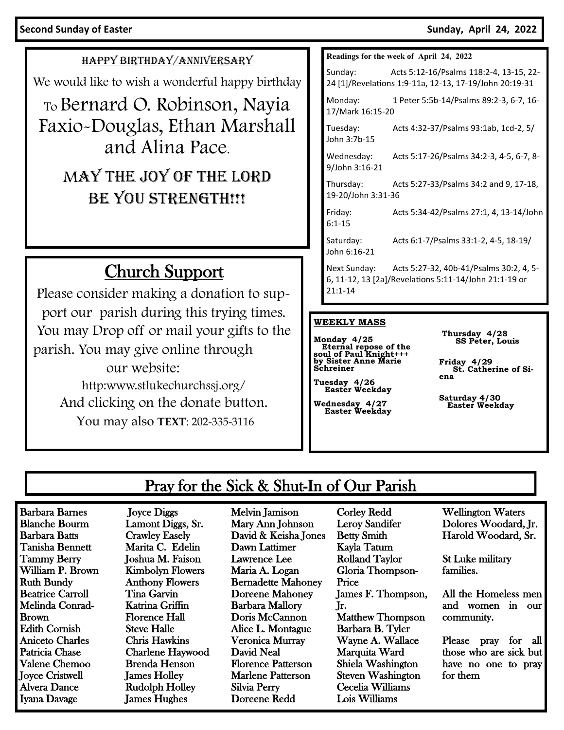**Second Sunday of Easter** **Sunday, April 24, 2022**

## HAPPY BIRTHDAY/ANNIVERSARY

We would like to wish a wonderful happy birthday

To Bernard O. Robinson, Nayia Faxio-Douglas, Ethan Marshall and Alina Pace.

MAY THE JOY OF THE LORD BE YOU STRENGTH!!!

## Church Support

Please consider making a donation to support our parish during this trying times. You may Drop off or mail your gifts to the parish. You may give online through our website:

http:www.stlukechurchssj.org/

And clicking on the donate button.

You may also **TEXT**: 202-335-3116

**Readings for the week of April 24, 2022**

Sunday: Acts 5:12-16/Psalms 118:2-4, 13-15, 22-24 [1]/Revelations 1:9-11a, 12-13, 17-19/John 20:19-31

Monday: 1 Peter 5:5b-14/Psalms 89:2-3, 6-7, 16-17/Mark 16:15-20

Tuesday: Acts 4:32-37/Psalms 93:1ab, 1cd-2, 5/ John 3:7b-15

Wednesday: Acts 5:17-26/Psalms 34:2-3, 4-5, 6-7, 8-9/John 3:16-21

Thursday: Acts 5:27-33/Psalms 34:2 and 9, 17-18, 19-20/John 3:31-36

Friday: Acts 5:34-42/Psalms 27:1, 4, 13-14/John 6:1-15

Saturday: Acts 6:1-7/Psalms 33:1-2, 4-5, 18-19/ John 6:16-21

Next Sunday: Acts 5:27-32, 40b-41/Psalms 30:2, 4, 5-6, 11-12, 13 [2a]/Revelations 5:11-14/John 21:1-19 or 21:1-14

**WEEKLY MASS**

**Monday 4/25**
Eternal repose of the soul of Paul Knight+++ by Sister Anne Marie Schreiner

**Tuesday 4/26**
Easter Weekday

**Wednesday 4/27**
Easter Weekday

**Thursday 4/28**
SS Peter, Louis

**Friday 4/29**
St. Catherine of Siena

**Saturday 4/30**
Easter Weekday

## Pray for the Sick & Shut-In of Our Parish

Barbara Barnes
Blanche Bourm
Barbara Batts
Tanisha Bennett
Tammy Berry
William P. Brown
Ruth Bundy
Beatrice Carroll
Melinda Conrad-Brown
Edith Cornish
Aniceto Charles
Patricia Chase
Valene Chemoo
Joyce Cristwell
Alvera Dance
Iyana Davage
Joyce Diggs
Lamont Diggs, Sr.
Crawley Easely
Marita C. Edelin
Joshua M. Faison
Kimbolyn Flowers
Anthony Flowers
Tina Garvin
Katrina Griffin
Florence Hall
Steve Halle
Chris Hawkins
Charlene Haywood
Brenda Henson
James Holley
Rudolph Holley
James Hughes
Melvin Jamison
Mary Ann Johnson
David & Keisha Jones
Dawn Lattimer
Lawrence Lee
Maria A. Logan
Bernadette Mahoney
Doreene Mahoney
Barbara Mallory
Doris McCannon
Alice L. Montague
Veronica Murray
David Neal
Florence Patterson
Marlene Patterson
Silvia Perry
Doreene Redd
Corley Redd
Leroy Sandifer
Betty Smith
Kayla Tatum
Rolland Taylor
Gloria Thompson-Price
James F. Thompson, Jr.
Matthew Thompson
Barbara B. Tyler
Wayne A. Wallace
Marquita Ward
Shiela Washington
Steven Washington
Cecelia Williams
Lois Williams
Wellington Waters
Dolores Woodard, Jr.
Harold Woodard, Sr.

St Luke military families.

All the Homeless men and women in our community.

Please pray for all those who are sick but have no one to pray for them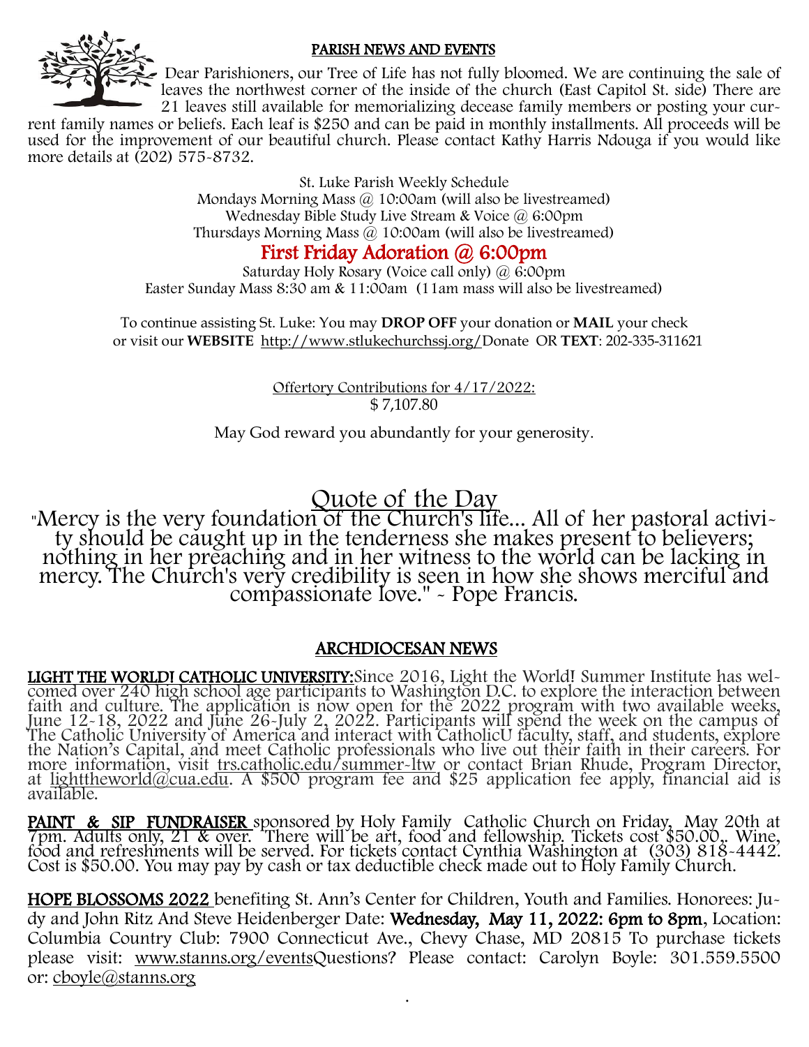## PARISH NEWS AND EVENTS

Dear Parishioners, our Tree of Life has not fully bloomed. We are continuing the sale of leaves the northwest corner of the inside of the church (East Capitol St. side) There are 21 leaves still available for memorializing decease family members or posting your current family names or beliefs. Each leaf is $250 and can be paid in monthly installments. All proceeds will be used for the improvement of our beautiful church. Please contact Kathy Harris Ndouga if you would like more details at (202) 575-8732.

St. Luke Parish Weekly Schedule
Mondays Morning Mass @ 10:00am (will also be livestreamed)
Wednesday Bible Study Live Stream & Voice @ 6:00pm
Thursdays Morning Mass @ 10:00am (will also be livestreamed)

**First Friday Adoration @ 6:00pm**

Saturday Holy Rosary (Voice call only) @ 6:00pm
Easter Sunday Mass 8:30 am & 11:00am (11am mass will also be livestreamed)

To continue assisting St. Luke: You may **DROP OFF** your donation or **MAIL** your check or visit our **WEBSITE** http://www.stlukechurchssj.org/Donate OR **TEXT**: 202-335-311621

Offertory Contributions for 4/17/2022:
$ 7,107.80

May God reward you abundantly for your generosity.

## Quote of the Day

"Mercy is the very foundation of the Church's life... All of her pastoral activity should be caught up in the tenderness she makes present to believers; nothing in her preaching and in her witness to the world can be lacking in mercy. The Church's very credibility is seen in how she shows merciful and compassionate love." - Pope Francis.

## ARCHDIOCESAN NEWS

**LIGHT THE WORLD! CATHOLIC UNIVERSITY:** Since 2016, Light the World! Summer Institute has welcomed over 240 high school age participants to Washington D.C. to explore the interaction between faith and culture. The application is now open for the 2022 program with two available weeks, June 12-18, 2022 and June 26-July 2, 2022. Participants will spend the week on the campus of The Catholic University of America and interact with CatholicU faculty, staff, and students, explore the Nation's Capital, and meet Catholic professionals who live out their faith in their careers. For more information, visit trs.catholic.edu/summer-ltw or contact Brian Rhude, Program Director, at lighttheworld@cua.edu. A $500 program fee and $25 application fee apply, financial aid is available.

**PAINT & SIP FUNDRAISER** sponsored by Holy Family Catholic Church on Friday, May 20th at 7pm. Adults only, 21 & over. There will be art, food and fellowship. Tickets cost $50.00,. Wine, food and refreshments will be served. For tickets contact Cynthia Washington at (303) 818-4442. Cost is $50.00. You may pay by cash or tax deductible check made out to Holy Family Church.

**HOPE BLOSSOMS 2022** benefiting St. Ann's Center for Children, Youth and Families. Honorees: Judy and John Ritz And Steve Heidenberger Date: **Wednesday, May 11, 2022: 6pm to 8pm**, Location: Columbia Country Club: 7900 Connecticut Ave., Chevy Chase, MD 20815 To purchase tickets please visit: www.stanns.org/eventsQuestions? Please contact: Carolyn Boyle: 301.559.5500 or: cboyle@stanns.org